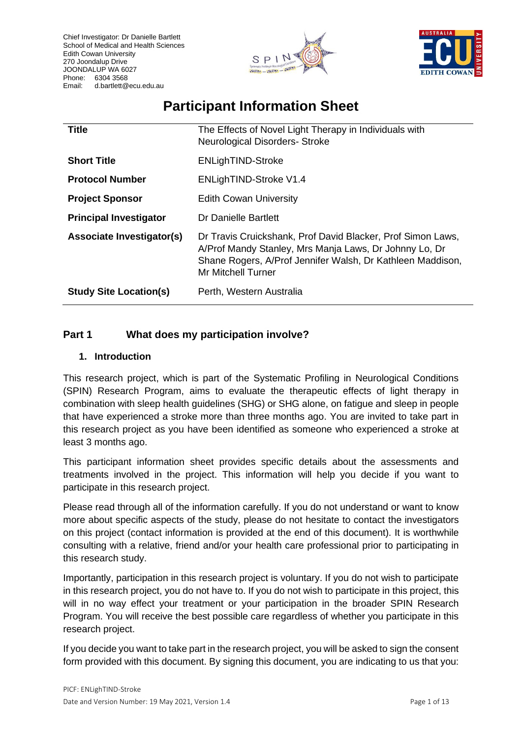Chief Investigator: Dr Danielle Bartlett
School of Medical and Health Sciences
Edith Cowan University
270 Joondalup Drive
JOONDALUP WA 6027
Phone: 6304 3568
Email: d.bartlett@ecu.edu.au

# Participant Information Sheet

| | |
|---|---|
| **Title** | The Effects of Novel Light Therapy in Individuals with Neurological Disorders- Stroke |
| **Short Title** | ENLighTIND-Stroke |
| **Protocol Number** | ENLighTIND-Stroke V1.4 |
| **Project Sponsor** | Edith Cowan University |
| **Principal Investigator** | Dr Danielle Bartlett |
| **Associate Investigator(s)** | Dr Travis Cruickshank, Prof David Blacker, Prof Simon Laws, A/Prof Mandy Stanley, Mrs Manja Laws, Dr Johnny Lo, Dr Shane Rogers, A/Prof Jennifer Walsh, Dr Kathleen Maddison, Mr Mitchell Turner |
| **Study Site Location(s)** | Perth, Western Australia |

## Part 1 What does my participation involve?

### 1. Introduction

This research project, which is part of the Systematic Profiling in Neurological Conditions (SPIN) Research Program, aims to evaluate the therapeutic effects of light therapy in combination with sleep health guidelines (SHG) or SHG alone, on fatigue and sleep in people that have experienced a stroke more than three months ago. You are invited to take part in this research project as you have been identified as someone who experienced a stroke at least 3 months ago.

This participant information sheet provides specific details about the assessments and treatments involved in the project. This information will help you decide if you want to participate in this research project.

Please read through all of the information carefully. If you do not understand or want to know more about specific aspects of the study, please do not hesitate to contact the investigators on this project (contact information is provided at the end of this document). It is worthwhile consulting with a relative, friend and/or your health care professional prior to participating in this research study.

Importantly, participation in this research project is voluntary. If you do not wish to participate in this research project, you do not have to. If you do not wish to participate in this project, this will in no way effect your treatment or your participation in the broader SPIN Research Program. You will receive the best possible care regardless of whether you participate in this research project.

If you decide you want to take part in the research project, you will be asked to sign the consent form provided with this document. By signing this document, you are indicating to us that you: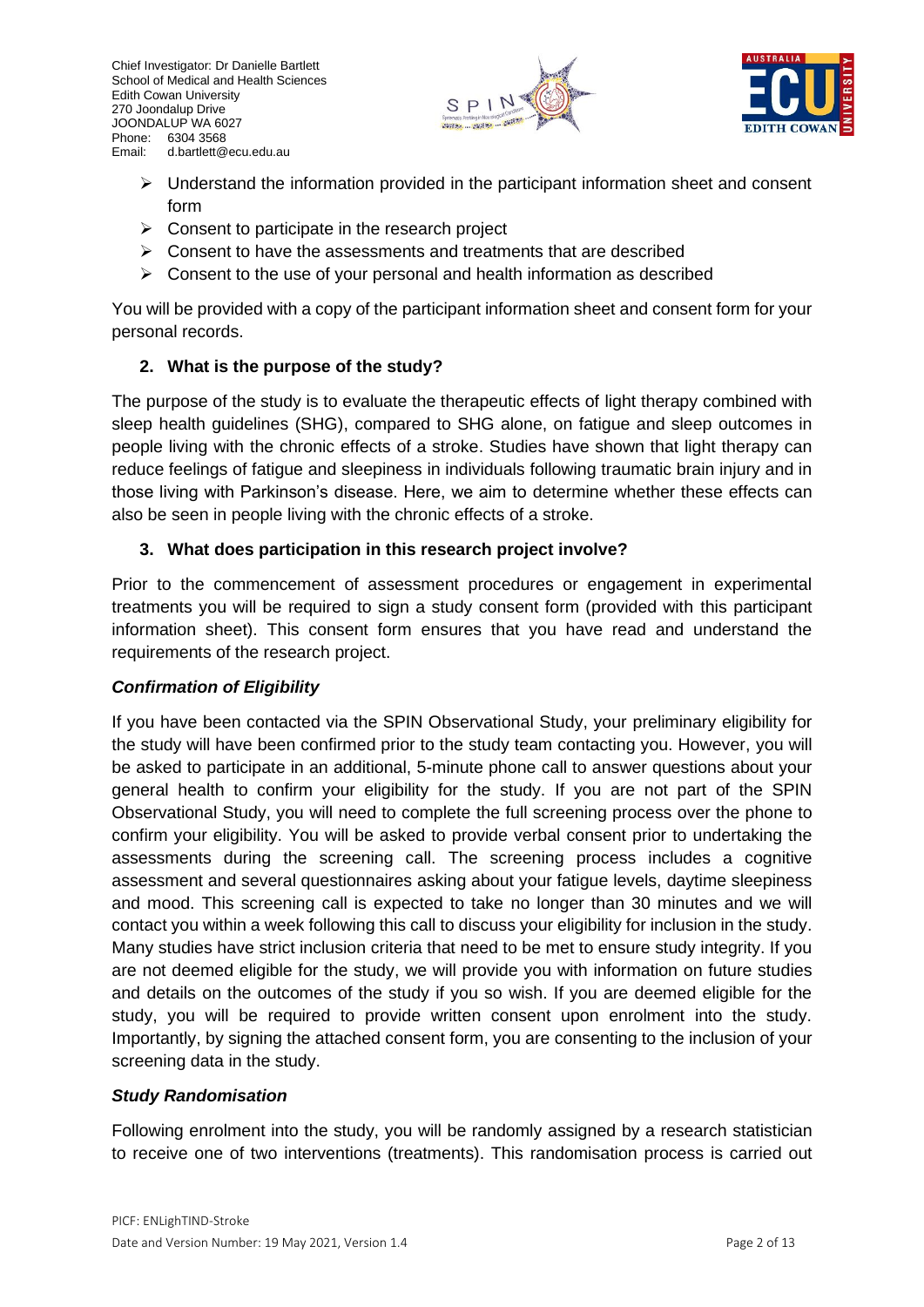- Understand the information provided in the participant information sheet and consent form
- Consent to participate in the research project
- Consent to have the assessments and treatments that are described
- Consent to the use of your personal and health information as described

You will be provided with a copy of the participant information sheet and consent form for your personal records.

## 2. What is the purpose of the study?

The purpose of the study is to evaluate the therapeutic effects of light therapy combined with sleep health guidelines (SHG), compared to SHG alone, on fatigue and sleep outcomes in people living with the chronic effects of a stroke. Studies have shown that light therapy can reduce feelings of fatigue and sleepiness in individuals following traumatic brain injury and in those living with Parkinson's disease. Here, we aim to determine whether these effects can also be seen in people living with the chronic effects of a stroke.

## 3. What does participation in this research project involve?

Prior to the commencement of assessment procedures or engagement in experimental treatments you will be required to sign a study consent form (provided with this participant information sheet). This consent form ensures that you have read and understand the requirements of the research project.

### *Confirmation of Eligibility*

If you have been contacted via the SPIN Observational Study, your preliminary eligibility for the study will have been confirmed prior to the study team contacting you. However, you will be asked to participate in an additional, 5-minute phone call to answer questions about your general health to confirm your eligibility for the study. If you are not part of the SPIN Observational Study, you will need to complete the full screening process over the phone to confirm your eligibility. You will be asked to provide verbal consent prior to undertaking the assessments during the screening call. The screening process includes a cognitive assessment and several questionnaires asking about your fatigue levels, daytime sleepiness and mood. This screening call is expected to take no longer than 30 minutes and we will contact you within a week following this call to discuss your eligibility for inclusion in the study. Many studies have strict inclusion criteria that need to be met to ensure study integrity. If you are not deemed eligible for the study, we will provide you with information on future studies and details on the outcomes of the study if you so wish. If you are deemed eligible for the study, you will be required to provide written consent upon enrolment into the study. Importantly, by signing the attached consent form, you are consenting to the inclusion of your screening data in the study.

### *Study Randomisation*

Following enrolment into the study, you will be randomly assigned by a research statistician to receive one of two interventions (treatments). This randomisation process is carried out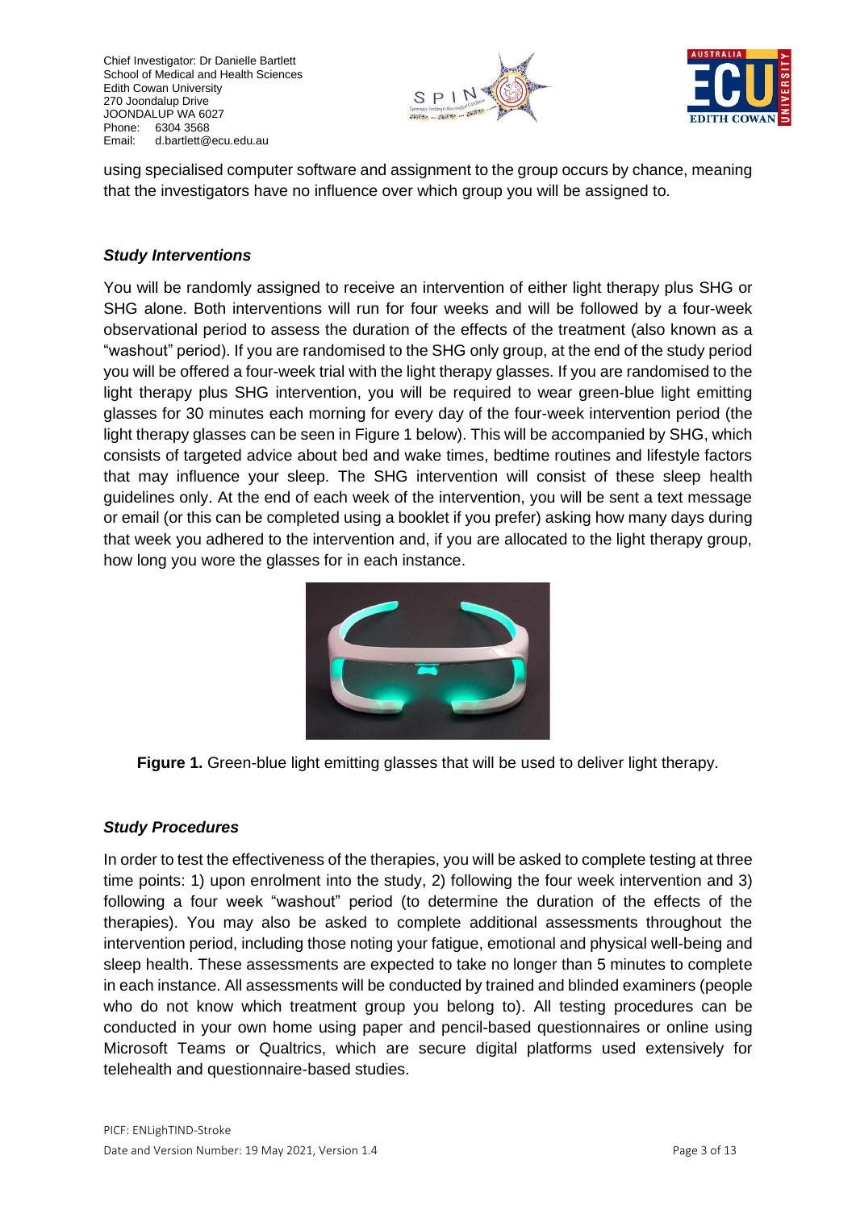using specialised computer software and assignment to the group occurs by chance, meaning that the investigators have no influence over which group you will be assigned to.

### *Study Interventions*

You will be randomly assigned to receive an intervention of either light therapy plus SHG or SHG alone. Both interventions will run for four weeks and will be followed by a four-week observational period to assess the duration of the effects of the treatment (also known as a "washout" period). If you are randomised to the SHG only group, at the end of the study period you will be offered a four-week trial with the light therapy glasses. If you are randomised to the light therapy plus SHG intervention, you will be required to wear green-blue light emitting glasses for 30 minutes each morning for every day of the four-week intervention period (the light therapy glasses can be seen in Figure 1 below). This will be accompanied by SHG, which consists of targeted advice about bed and wake times, bedtime routines and lifestyle factors that may influence your sleep. The SHG intervention will consist of these sleep health guidelines only. At the end of each week of the intervention, you will be sent a text message or email (or this can be completed using a booklet if you prefer) asking how many days during that week you adhered to the intervention and, if you are allocated to the light therapy group, how long you wore the glasses for in each instance.

**Figure 1.** Green-blue light emitting glasses that will be used to deliver light therapy.

### *Study Procedures*

In order to test the effectiveness of the therapies, you will be asked to complete testing at three time points: 1) upon enrolment into the study, 2) following the four week intervention and 3) following a four week "washout" period (to determine the duration of the effects of the therapies). You may also be asked to complete additional assessments throughout the intervention period, including those noting your fatigue, emotional and physical well-being and sleep health. These assessments are expected to take no longer than 5 minutes to complete in each instance. All assessments will be conducted by trained and blinded examiners (people who do not know which treatment group you belong to). All testing procedures can be conducted in your own home using paper and pencil-based questionnaires or online using Microsoft Teams or Qualtrics, which are secure digital platforms used extensively for telehealth and questionnaire-based studies.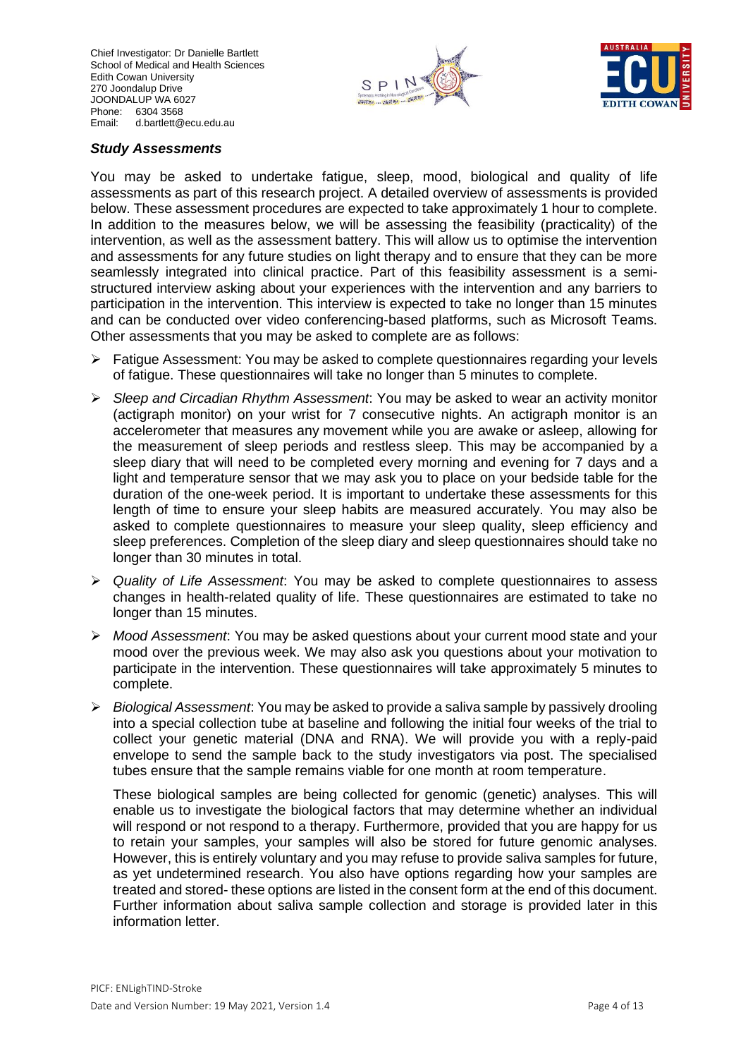### *Study Assessments*

You may be asked to undertake fatigue, sleep, mood, biological and quality of life assessments as part of this research project. A detailed overview of assessments is provided below. These assessment procedures are expected to take approximately 1 hour to complete. In addition to the measures below, we will be assessing the feasibility (practicality) of the intervention, as well as the assessment battery. This will allow us to optimise the intervention and assessments for any future studies on light therapy and to ensure that they can be more seamlessly integrated into clinical practice. Part of this feasibility assessment is a semi-structured interview asking about your experiences with the intervention and any barriers to participation in the intervention. This interview is expected to take no longer than 15 minutes and can be conducted over video conferencing-based platforms, such as Microsoft Teams. Other assessments that you may be asked to complete are as follows:

- Fatigue Assessment: You may be asked to complete questionnaires regarding your levels of fatigue. These questionnaires will take no longer than 5 minutes to complete.
- *Sleep and Circadian Rhythm Assessment*: You may be asked to wear an activity monitor (actigraph monitor) on your wrist for 7 consecutive nights. An actigraph monitor is an accelerometer that measures any movement while you are awake or asleep, allowing for the measurement of sleep periods and restless sleep. This may be accompanied by a sleep diary that will need to be completed every morning and evening for 7 days and a light and temperature sensor that we may ask you to place on your bedside table for the duration of the one-week period. It is important to undertake these assessments for this length of time to ensure your sleep habits are measured accurately. You may also be asked to complete questionnaires to measure your sleep quality, sleep efficiency and sleep preferences. Completion of the sleep diary and sleep questionnaires should take no longer than 30 minutes in total.
- *Quality of Life Assessment*: You may be asked to complete questionnaires to assess changes in health-related quality of life. These questionnaires are estimated to take no longer than 15 minutes.
- *Mood Assessment*: You may be asked questions about your current mood state and your mood over the previous week. We may also ask you questions about your motivation to participate in the intervention. These questionnaires will take approximately 5 minutes to complete.
- *Biological Assessment*: You may be asked to provide a saliva sample by passively drooling into a special collection tube at baseline and following the initial four weeks of the trial to collect your genetic material (DNA and RNA). We will provide you with a reply-paid envelope to send the sample back to the study investigators via post. The specialised tubes ensure that the sample remains viable for one month at room temperature.

  These biological samples are being collected for genomic (genetic) analyses. This will enable us to investigate the biological factors that may determine whether an individual will respond or not respond to a therapy. Furthermore, provided that you are happy for us to retain your samples, your samples will also be stored for future genomic analyses. However, this is entirely voluntary and you may refuse to provide saliva samples for future, as yet undetermined research. You also have options regarding how your samples are treated and stored- these options are listed in the consent form at the end of this document. Further information about saliva sample collection and storage is provided later in this information letter.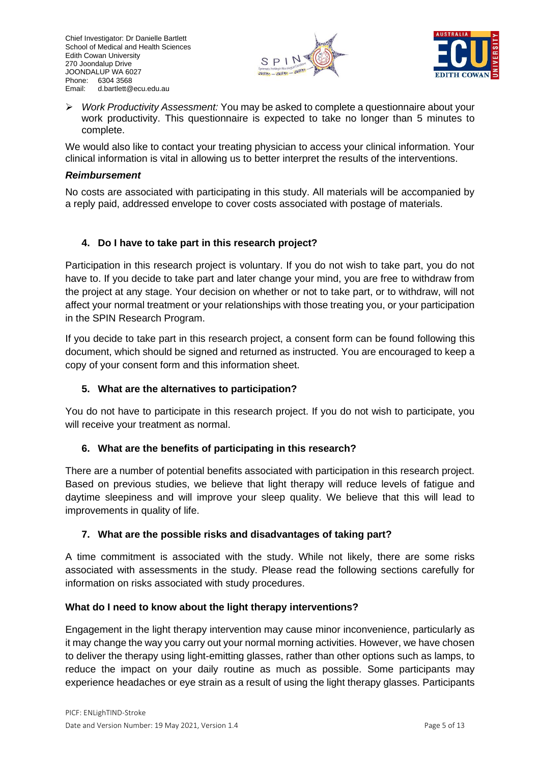- *Work Productivity Assessment:* You may be asked to complete a questionnaire about your work productivity. This questionnaire is expected to take no longer than 5 minutes to complete.

We would also like to contact your treating physician to access your clinical information. Your clinical information is vital in allowing us to better interpret the results of the interventions.

***Reimbursement***

No costs are associated with participating in this study. All materials will be accompanied by a reply paid, addressed envelope to cover costs associated with postage of materials.

### 4. Do I have to take part in this research project?

Participation in this research project is voluntary. If you do not wish to take part, you do not have to. If you decide to take part and later change your mind, you are free to withdraw from the project at any stage. Your decision on whether or not to take part, or to withdraw, will not affect your normal treatment or your relationships with those treating you, or your participation in the SPIN Research Program.

If you decide to take part in this research project, a consent form can be found following this document, which should be signed and returned as instructed. You are encouraged to keep a copy of your consent form and this information sheet.

### 5. What are the alternatives to participation?

You do not have to participate in this research project. If you do not wish to participate, you will receive your treatment as normal.

### 6. What are the benefits of participating in this research?

There are a number of potential benefits associated with participation in this research project. Based on previous studies, we believe that light therapy will reduce levels of fatigue and daytime sleepiness and will improve your sleep quality. We believe that this will lead to improvements in quality of life.

### 7. What are the possible risks and disadvantages of taking part?

A time commitment is associated with the study. While not likely, there are some risks associated with assessments in the study. Please read the following sections carefully for information on risks associated with study procedures.

**What do I need to know about the light therapy interventions?**

Engagement in the light therapy intervention may cause minor inconvenience, particularly as it may change the way you carry out your normal morning activities. However, we have chosen to deliver the therapy using light-emitting glasses, rather than other options such as lamps, to reduce the impact on your daily routine as much as possible. Some participants may experience headaches or eye strain as a result of using the light therapy glasses. Participants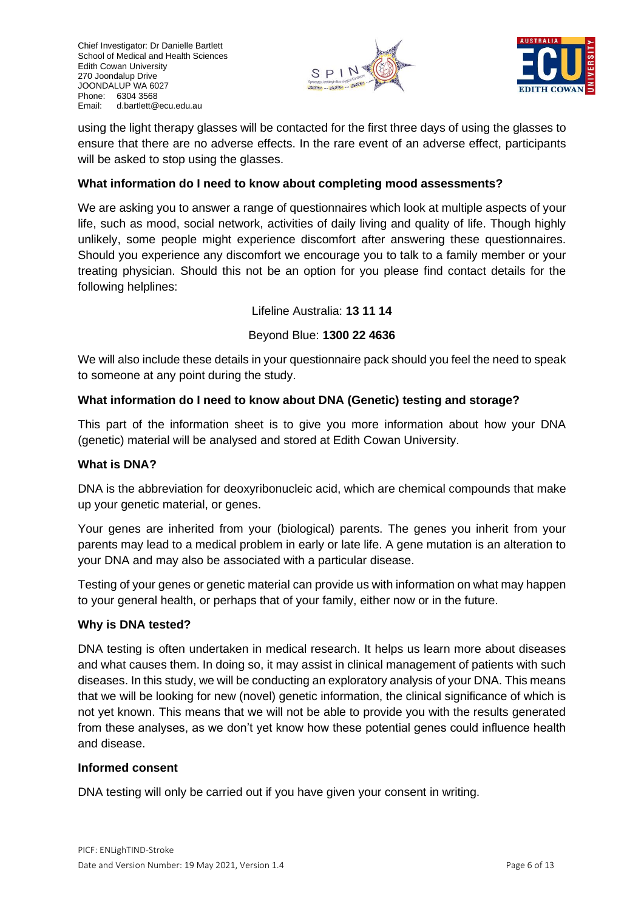using the light therapy glasses will be contacted for the first three days of using the glasses to ensure that there are no adverse effects. In the rare event of an adverse effect, participants will be asked to stop using the glasses.

### What information do I need to know about completing mood assessments?

We are asking you to answer a range of questionnaires which look at multiple aspects of your life, such as mood, social network, activities of daily living and quality of life. Though highly unlikely, some people might experience discomfort after answering these questionnaires. Should you experience any discomfort we encourage you to talk to a family member or your treating physician. Should this not be an option for you please find contact details for the following helplines:

Lifeline Australia: **13 11 14**

Beyond Blue: **1300 22 4636**

We will also include these details in your questionnaire pack should you feel the need to speak to someone at any point during the study.

### What information do I need to know about DNA (Genetic) testing and storage?

This part of the information sheet is to give you more information about how your DNA (genetic) material will be analysed and stored at Edith Cowan University.

### What is DNA?

DNA is the abbreviation for deoxyribonucleic acid, which are chemical compounds that make up your genetic material, or genes.

Your genes are inherited from your (biological) parents. The genes you inherit from your parents may lead to a medical problem in early or late life. A gene mutation is an alteration to your DNA and may also be associated with a particular disease.

Testing of your genes or genetic material can provide us with information on what may happen to your general health, or perhaps that of your family, either now or in the future.

### Why is DNA tested?

DNA testing is often undertaken in medical research. It helps us learn more about diseases and what causes them. In doing so, it may assist in clinical management of patients with such diseases. In this study, we will be conducting an exploratory analysis of your DNA. This means that we will be looking for new (novel) genetic information, the clinical significance of which is not yet known. This means that we will not be able to provide you with the results generated from these analyses, as we don't yet know how these potential genes could influence health and disease.

### Informed consent

DNA testing will only be carried out if you have given your consent in writing.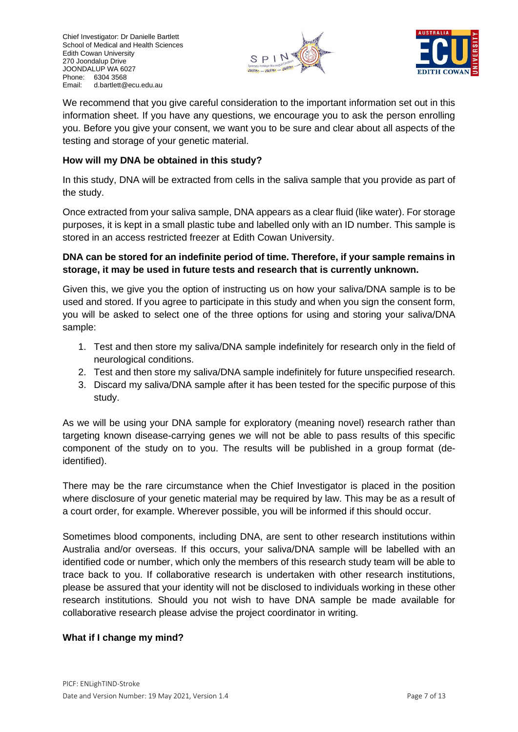We recommend that you give careful consideration to the important information set out in this information sheet. If you have any questions, we encourage you to ask the person enrolling you. Before you give your consent, we want you to be sure and clear about all aspects of the testing and storage of your genetic material.

**How will my DNA be obtained in this study?**

In this study, DNA will be extracted from cells in the saliva sample that you provide as part of the study.

Once extracted from your saliva sample, DNA appears as a clear fluid (like water). For storage purposes, it is kept in a small plastic tube and labelled only with an ID number. This sample is stored in an access restricted freezer at Edith Cowan University.

**DNA can be stored for an indefinite period of time. Therefore, if your sample remains in storage, it may be used in future tests and research that is currently unknown.**

Given this, we give you the option of instructing us on how your saliva/DNA sample is to be used and stored. If you agree to participate in this study and when you sign the consent form, you will be asked to select one of the three options for using and storing your saliva/DNA sample:

1. Test and then store my saliva/DNA sample indefinitely for research only in the field of neurological conditions.
2. Test and then store my saliva/DNA sample indefinitely for future unspecified research.
3. Discard my saliva/DNA sample after it has been tested for the specific purpose of this study.

As we will be using your DNA sample for exploratory (meaning novel) research rather than targeting known disease-carrying genes we will not be able to pass results of this specific component of the study on to you. The results will be published in a group format (de-identified).

There may be the rare circumstance when the Chief Investigator is placed in the position where disclosure of your genetic material may be required by law. This may be as a result of a court order, for example. Wherever possible, you will be informed if this should occur.

Sometimes blood components, including DNA, are sent to other research institutions within Australia and/or overseas. If this occurs, your saliva/DNA sample will be labelled with an identified code or number, which only the members of this research study team will be able to trace back to you. If collaborative research is undertaken with other research institutions, please be assured that your identity will not be disclosed to individuals working in these other research institutions. Should you not wish to have DNA sample be made available for collaborative research please advise the project coordinator in writing.

**What if I change my mind?**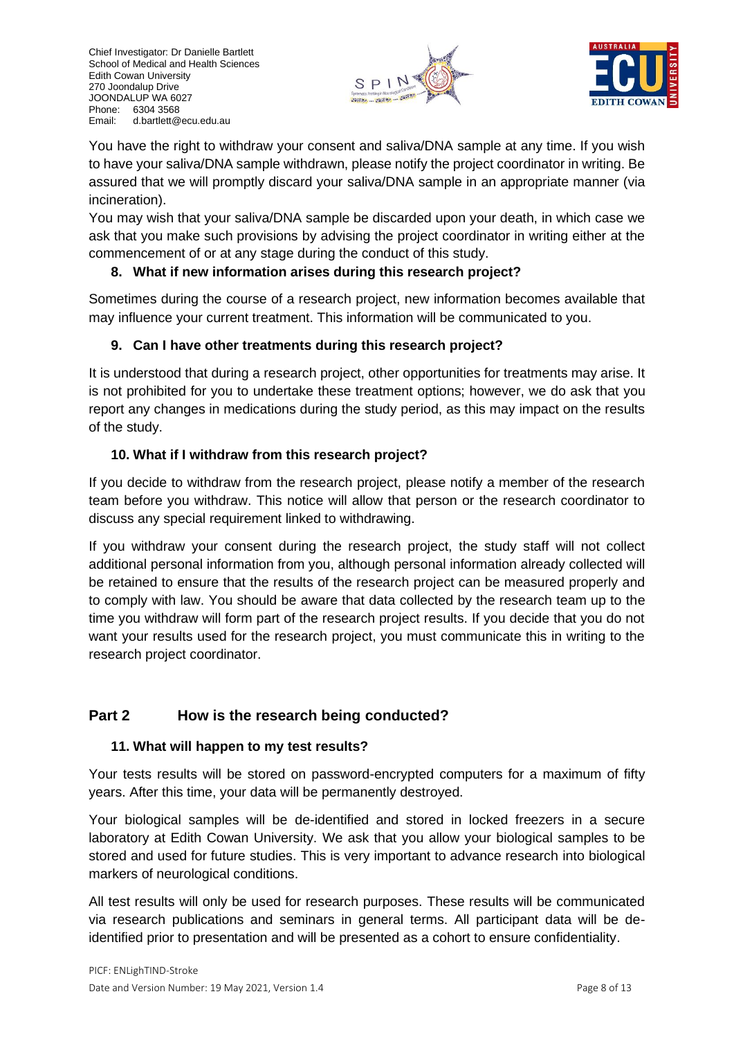You have the right to withdraw your consent and saliva/DNA sample at any time. If you wish to have your saliva/DNA sample withdrawn, please notify the project coordinator in writing. Be assured that we will promptly discard your saliva/DNA sample in an appropriate manner (via incineration).

You may wish that your saliva/DNA sample be discarded upon your death, in which case we ask that you make such provisions by advising the project coordinator in writing either at the commencement of or at any stage during the conduct of this study.

### 8. What if new information arises during this research project?

Sometimes during the course of a research project, new information becomes available that may influence your current treatment. This information will be communicated to you.

### 9. Can I have other treatments during this research project?

It is understood that during a research project, other opportunities for treatments may arise. It is not prohibited for you to undertake these treatment options; however, we do ask that you report any changes in medications during the study period, as this may impact on the results of the study.

### 10. What if I withdraw from this research project?

If you decide to withdraw from the research project, please notify a member of the research team before you withdraw. This notice will allow that person or the research coordinator to discuss any special requirement linked to withdrawing.

If you withdraw your consent during the research project, the study staff will not collect additional personal information from you, although personal information already collected will be retained to ensure that the results of the research project can be measured properly and to comply with law. You should be aware that data collected by the research team up to the time you withdraw will form part of the research project results. If you decide that you do not want your results used for the research project, you must communicate this in writing to the research project coordinator.

## Part 2 How is the research being conducted?

### 11. What will happen to my test results?

Your tests results will be stored on password-encrypted computers for a maximum of fifty years. After this time, your data will be permanently destroyed.

Your biological samples will be de-identified and stored in locked freezers in a secure laboratory at Edith Cowan University. We ask that you allow your biological samples to be stored and used for future studies. This is very important to advance research into biological markers of neurological conditions.

All test results will only be used for research purposes. These results will be communicated via research publications and seminars in general terms. All participant data will be de-identified prior to presentation and will be presented as a cohort to ensure confidentiality.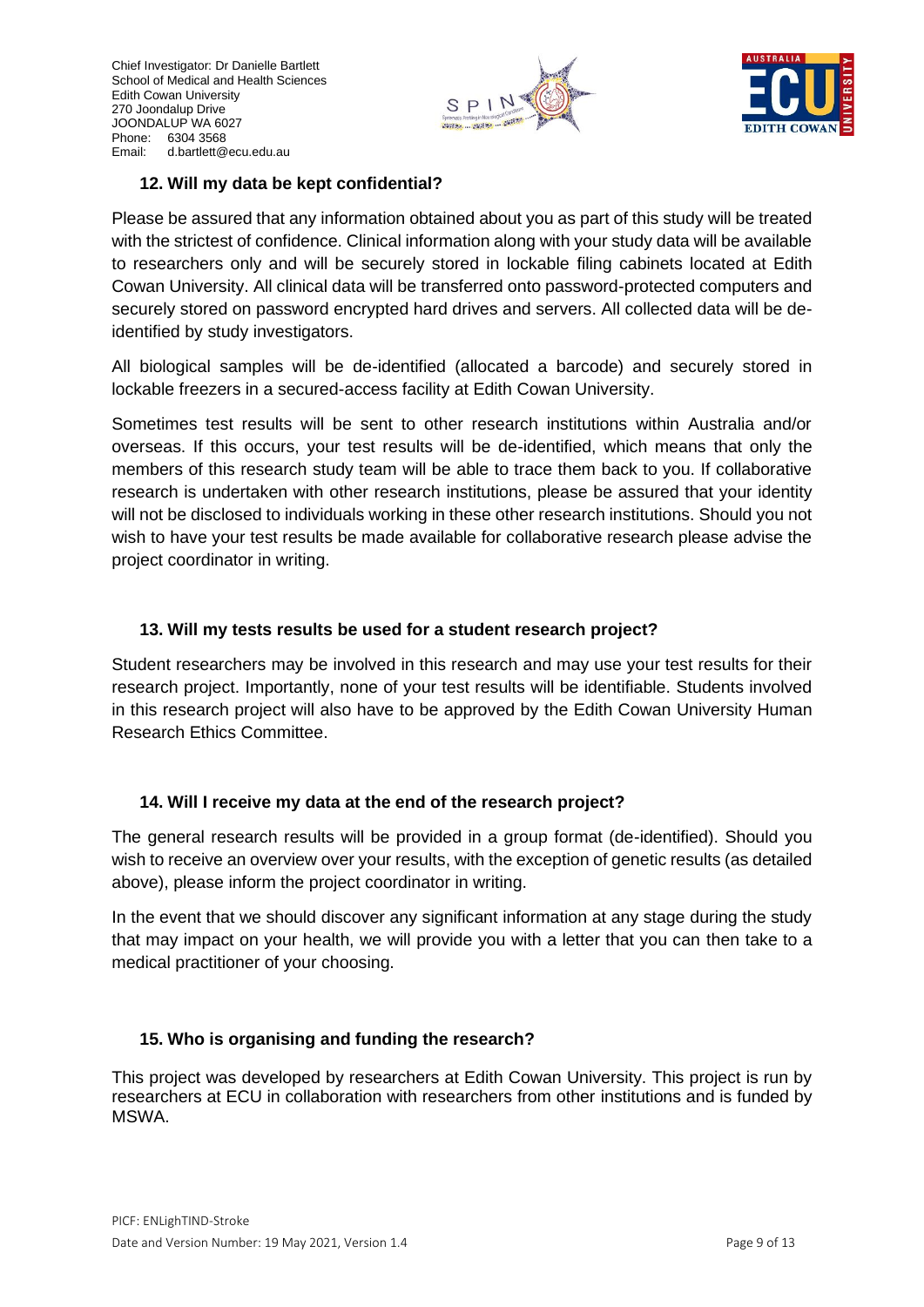### 12. Will my data be kept confidential?

Please be assured that any information obtained about you as part of this study will be treated with the strictest of confidence. Clinical information along with your study data will be available to researchers only and will be securely stored in lockable filing cabinets located at Edith Cowan University. All clinical data will be transferred onto password-protected computers and securely stored on password encrypted hard drives and servers. All collected data will be de-identified by study investigators.

All biological samples will be de-identified (allocated a barcode) and securely stored in lockable freezers in a secured-access facility at Edith Cowan University.

Sometimes test results will be sent to other research institutions within Australia and/or overseas. If this occurs, your test results will be de-identified, which means that only the members of this research study team will be able to trace them back to you. If collaborative research is undertaken with other research institutions, please be assured that your identity will not be disclosed to individuals working in these other research institutions. Should you not wish to have your test results be made available for collaborative research please advise the project coordinator in writing.

### 13. Will my tests results be used for a student research project?

Student researchers may be involved in this research and may use your test results for their research project. Importantly, none of your test results will be identifiable. Students involved in this research project will also have to be approved by the Edith Cowan University Human Research Ethics Committee.

### 14. Will I receive my data at the end of the research project?

The general research results will be provided in a group format (de-identified). Should you wish to receive an overview over your results, with the exception of genetic results (as detailed above), please inform the project coordinator in writing.

In the event that we should discover any significant information at any stage during the study that may impact on your health, we will provide you with a letter that you can then take to a medical practitioner of your choosing.

### 15. Who is organising and funding the research?

This project was developed by researchers at Edith Cowan University. This project is run by researchers at ECU in collaboration with researchers from other institutions and is funded by MSWA.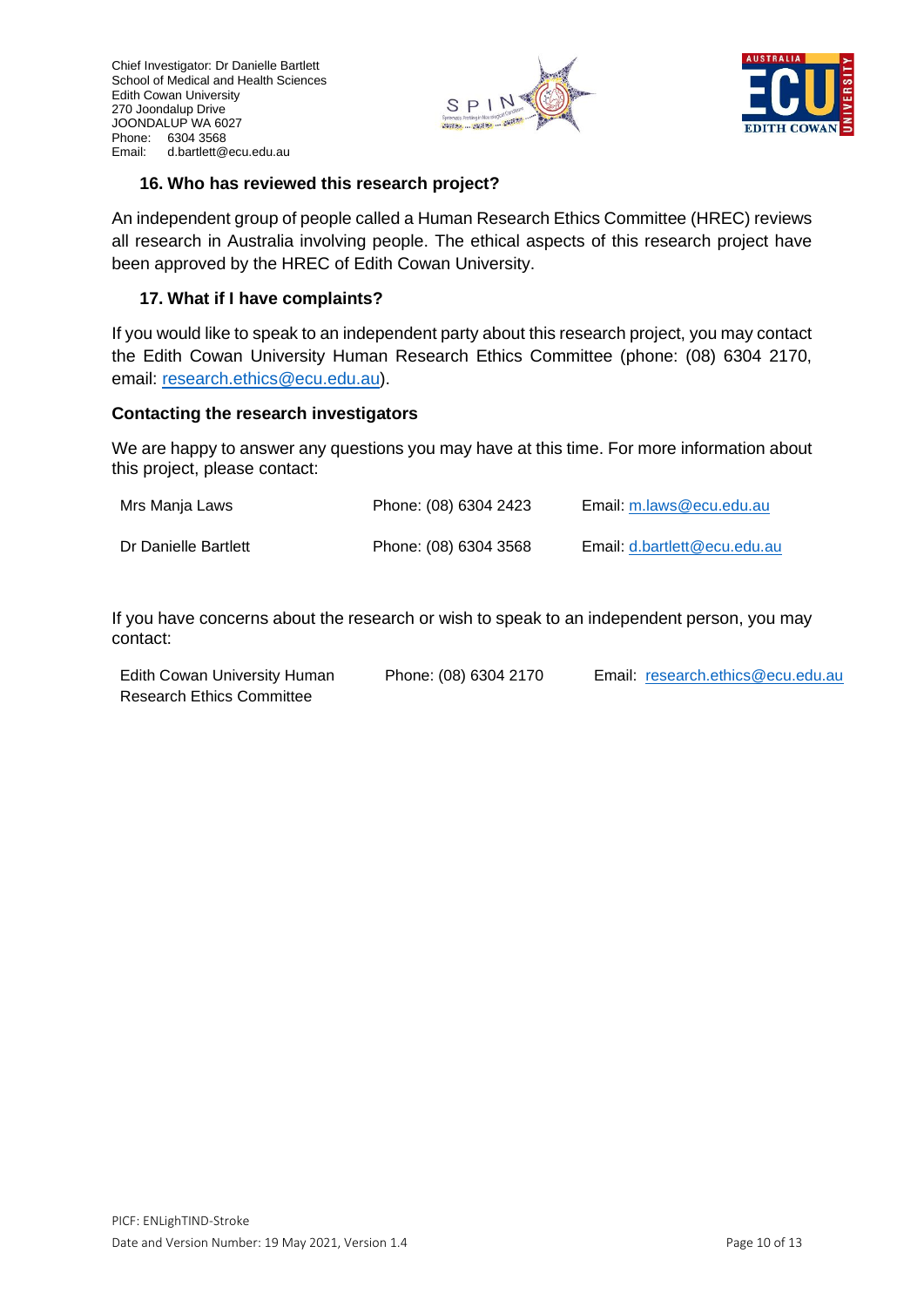Chief Investigator: Dr Danielle Bartlett
School of Medical and Health Sciences
Edith Cowan University
270 Joondalup Drive
JOONDALUP WA 6027
Phone: 6304 3568
Email: d.bartlett@ecu.edu.au

### 16. Who has reviewed this research project?

An independent group of people called a Human Research Ethics Committee (HREC) reviews all research in Australia involving people. The ethical aspects of this research project have been approved by the HREC of Edith Cowan University.

### 17. What if I have complaints?

If you would like to speak to an independent party about this research project, you may contact the Edith Cowan University Human Research Ethics Committee (phone: (08) 6304 2170, email: research.ethics@ecu.edu.au).

**Contacting the research investigators**

We are happy to answer any questions you may have at this time. For more information about this project, please contact:

| | | |
|---|---|---|
| Mrs Manja Laws | Phone: (08) 6304 2423 | Email: m.laws@ecu.edu.au |
| Dr Danielle Bartlett | Phone: (08) 6304 3568 | Email: d.bartlett@ecu.edu.au |

If you have concerns about the research or wish to speak to an independent person, you may contact:

| | | |
|---|---|---|
| Edith Cowan University Human Research Ethics Committee | Phone: (08) 6304 2170 | Email: research.ethics@ecu.edu.au |

PICF: ENLighTIND-Stroke
Date and Version Number: 19 May 2021, Version 1.4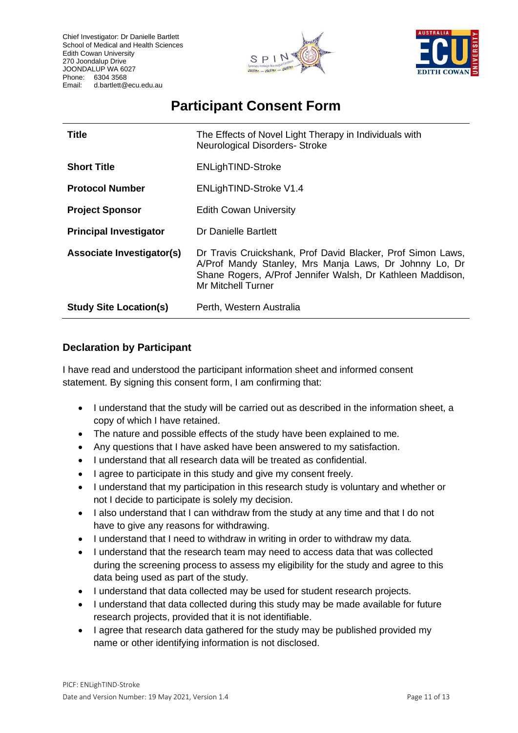Chief Investigator: Dr Danielle Bartlett
School of Medical and Health Sciences
Edith Cowan University
270 Joondalup Drive
JOONDALUP WA 6027
Phone: 6304 3568
Email: d.bartlett@ecu.edu.au

# Participant Consent Form

| | |
|---|---|
| **Title** | The Effects of Novel Light Therapy in Individuals with Neurological Disorders- Stroke |
| **Short Title** | ENLighTIND-Stroke |
| **Protocol Number** | ENLighTIND-Stroke V1.4 |
| **Project Sponsor** | Edith Cowan University |
| **Principal Investigator** | Dr Danielle Bartlett |
| **Associate Investigator(s)** | Dr Travis Cruickshank, Prof David Blacker, Prof Simon Laws, A/Prof Mandy Stanley, Mrs Manja Laws, Dr Johnny Lo, Dr Shane Rogers, A/Prof Jennifer Walsh, Dr Kathleen Maddison, Mr Mitchell Turner |
| **Study Site Location(s)** | Perth, Western Australia |

## Declaration by Participant

I have read and understood the participant information sheet and informed consent statement. By signing this consent form, I am confirming that:

- I understand that the study will be carried out as described in the information sheet, a copy of which I have retained.
- The nature and possible effects of the study have been explained to me.
- Any questions that I have asked have been answered to my satisfaction.
- I understand that all research data will be treated as confidential.
- I agree to participate in this study and give my consent freely.
- I understand that my participation in this research study is voluntary and whether or not I decide to participate is solely my decision.
- I also understand that I can withdraw from the study at any time and that I do not have to give any reasons for withdrawing.
- I understand that I need to withdraw in writing in order to withdraw my data.
- I understand that the research team may need to access data that was collected during the screening process to assess my eligibility for the study and agree to this data being used as part of the study.
- I understand that data collected may be used for student research projects.
- I understand that data collected during this study may be made available for future research projects, provided that it is not identifiable.
- I agree that research data gathered for the study may be published provided my name or other identifying information is not disclosed.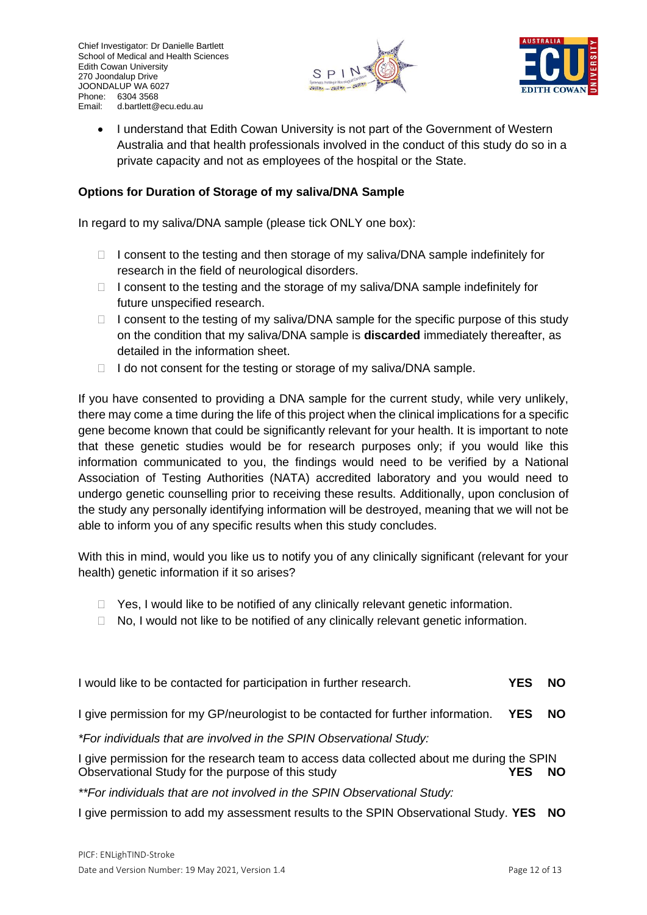- I understand that Edith Cowan University is not part of the Government of Western Australia and that health professionals involved in the conduct of this study do so in a private capacity and not as employees of the hospital or the State.

**Options for Duration of Storage of my saliva/DNA Sample**

In regard to my saliva/DNA sample (please tick ONLY one box):

- ☐ I consent to the testing and then storage of my saliva/DNA sample indefinitely for research in the field of neurological disorders.
- ☐ I consent to the testing and the storage of my saliva/DNA sample indefinitely for future unspecified research.
- ☐ I consent to the testing of my saliva/DNA sample for the specific purpose of this study on the condition that my saliva/DNA sample is **discarded** immediately thereafter, as detailed in the information sheet.
- ☐ I do not consent for the testing or storage of my saliva/DNA sample.

If you have consented to providing a DNA sample for the current study, while very unlikely, there may come a time during the life of this project when the clinical implications for a specific gene become known that could be significantly relevant for your health. It is important to note that these genetic studies would be for research purposes only; if you would like this information communicated to you, the findings would need to be verified by a National Association of Testing Authorities (NATA) accredited laboratory and you would need to undergo genetic counselling prior to receiving these results. Additionally, upon conclusion of the study any personally identifying information will be destroyed, meaning that we will not be able to inform you of any specific results when this study concludes.

With this in mind, would you like us to notify you of any clinically significant (relevant for your health) genetic information if it so arises?

- ☐ Yes, I would like to be notified of any clinically relevant genetic information.
- ☐ No, I would not like to be notified of any clinically relevant genetic information.

I would like to be contacted for participation in further research. **YES NO**

I give permission for my GP/neurologist to be contacted for further information. **YES NO**

*\*For individuals that are involved in the SPIN Observational Study:*

I give permission for the research team to access data collected about me during the SPIN Observational Study for the purpose of this study **YES NO**

*\*\*For individuals that are not involved in the SPIN Observational Study:*

I give permission to add my assessment results to the SPIN Observational Study. **YES NO**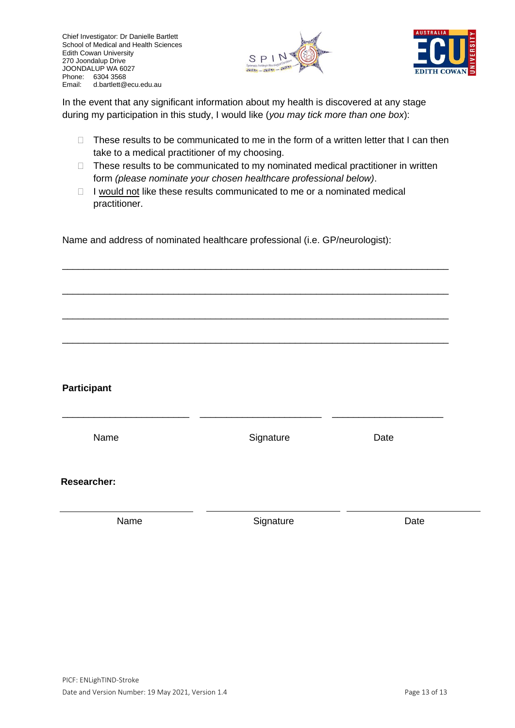Chief Investigator: Dr Danielle Bartlett
School of Medical and Health Sciences
Edith Cowan University
270 Joondalup Drive
JOONDALUP WA 6027
Phone: 6304 3568
Email: d.bartlett@ecu.edu.au

In the event that any significant information about my health is discovered at any stage during my participation in this study, I would like (*you may tick more than one box*):

- ☐ These results to be communicated to me in the form of a written letter that I can then take to a medical practitioner of my choosing.
- ☐ These results to be communicated to my nominated medical practitioner in written form *(please nominate your chosen healthcare professional below)*.
- ☐ I would not like these results communicated to me or a nominated medical practitioner.

Name and address of nominated healthcare professional (i.e. GP/neurologist):

\_\_\_\_\_\_\_\_\_\_\_\_\_\_\_\_\_\_\_\_\_\_\_\_\_\_\_\_\_\_\_\_\_\_\_\_\_\_\_\_\_\_\_\_\_\_\_\_\_\_\_\_\_\_\_\_\_\_\_\_\_\_\_\_\_\_\_\_\_\_

\_\_\_\_\_\_\_\_\_\_\_\_\_\_\_\_\_\_\_\_\_\_\_\_\_\_\_\_\_\_\_\_\_\_\_\_\_\_\_\_\_\_\_\_\_\_\_\_\_\_\_\_\_\_\_\_\_\_\_\_\_\_\_\_\_\_\_\_\_\_

\_\_\_\_\_\_\_\_\_\_\_\_\_\_\_\_\_\_\_\_\_\_\_\_\_\_\_\_\_\_\_\_\_\_\_\_\_\_\_\_\_\_\_\_\_\_\_\_\_\_\_\_\_\_\_\_\_\_\_\_\_\_\_\_\_\_\_\_\_\_

\_\_\_\_\_\_\_\_\_\_\_\_\_\_\_\_\_\_\_\_\_\_\_\_\_\_\_\_\_\_\_\_\_\_\_\_\_\_\_\_\_\_\_\_\_\_\_\_\_\_\_\_\_\_\_\_\_\_\_\_\_\_\_\_\_\_\_\_\_\_

**Participant**

| | | |
|---|---|---|
| \_\_\_\_\_\_\_\_\_\_\_\_\_\_\_\_\_\_\_\_ | \_\_\_\_\_\_\_\_\_\_\_\_\_\_\_\_\_\_\_\_ | \_\_\_\_\_\_\_\_\_\_\_\_\_\_\_\_\_\_\_\_ |
| Name | Signature | Date |

**Researcher:**

| | | |
|---|---|---|
| \_\_\_\_\_\_\_\_\_\_\_\_\_\_\_\_\_\_\_\_ | \_\_\_\_\_\_\_\_\_\_\_\_\_\_\_\_\_\_\_\_ | \_\_\_\_\_\_\_\_\_\_\_\_\_\_\_\_\_\_\_\_ |
| Name | Signature | Date |

PICF: ENLighTIND-Stroke
Date and Version Number: 19 May 2021, Version 1.4